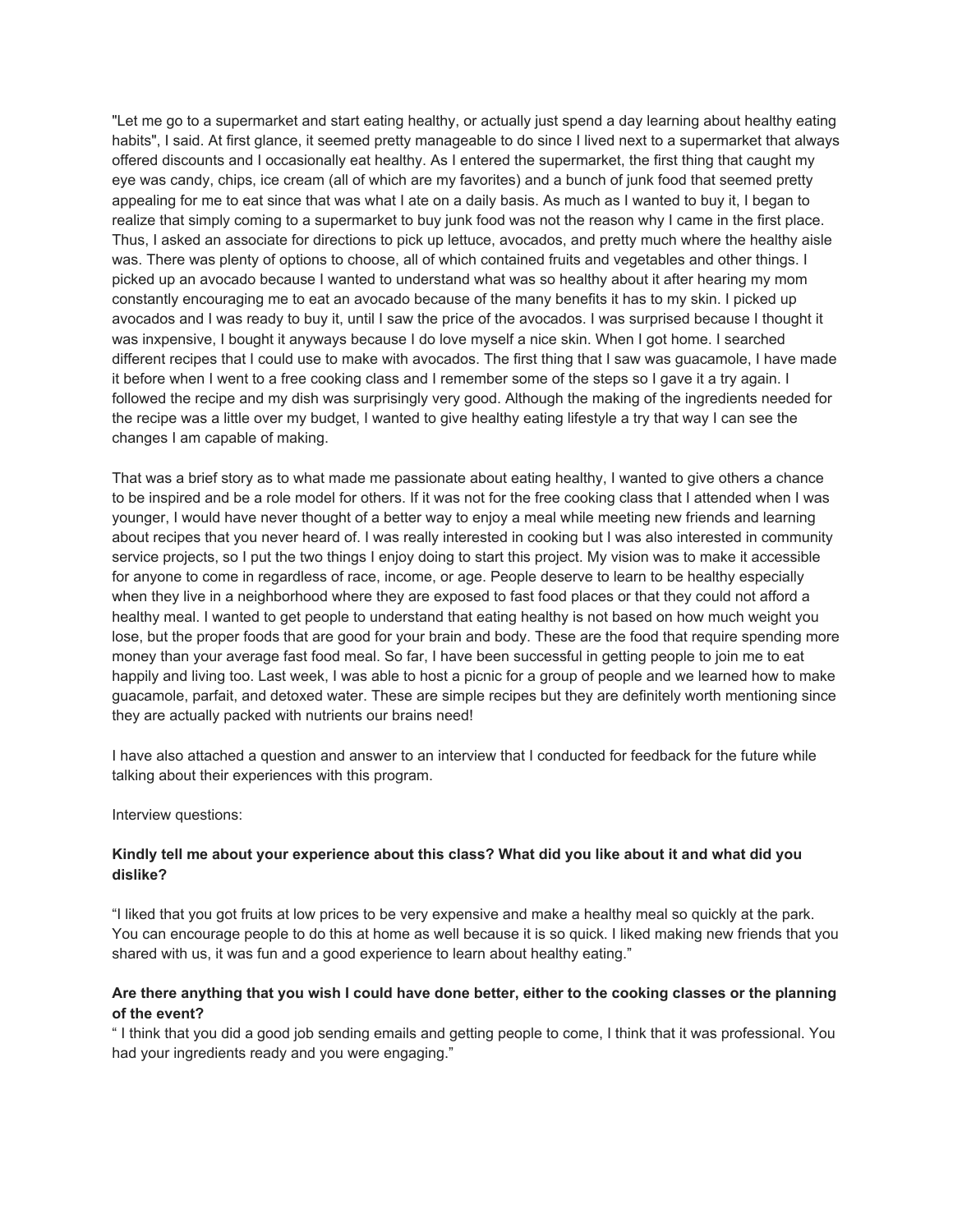"Let me go to a supermarket and start eating healthy, or actually just spend a day learning about healthy eating habits", I said. At first glance, it seemed pretty manageable to do since I lived next to a supermarket that always offered discounts and I occasionally eat healthy. As I entered the supermarket, the first thing that caught my eye was candy, chips, ice cream (all of which are my favorites) and a bunch of junk food that seemed pretty appealing for me to eat since that was what I ate on a daily basis. As much as I wanted to buy it, I began to realize that simply coming to a supermarket to buy junk food was not the reason why I came in the first place. Thus, I asked an associate for directions to pick up lettuce, avocados, and pretty much where the healthy aisle was. There was plenty of options to choose, all of which contained fruits and vegetables and other things. I picked up an avocado because I wanted to understand what was so healthy about it after hearing my mom constantly encouraging me to eat an avocado because of the many benefits it has to my skin. I picked up avocados and I was ready to buy it, until I saw the price of the avocados. I was surprised because I thought it was inxpensive, I bought it anyways because I do love myself a nice skin. When I got home. I searched different recipes that I could use to make with avocados. The first thing that I saw was guacamole, I have made it before when I went to a free cooking class and I remember some of the steps so I gave it a try again. I followed the recipe and my dish was surprisingly very good. Although the making of the ingredients needed for the recipe was a little over my budget, I wanted to give healthy eating lifestyle a try that way I can see the changes I am capable of making.

That was a brief story as to what made me passionate about eating healthy, I wanted to give others a chance to be inspired and be a role model for others. If it was not for the free cooking class that I attended when I was younger, I would have never thought of a better way to enjoy a meal while meeting new friends and learning about recipes that you never heard of. I was really interested in cooking but I was also interested in community service projects, so I put the two things I enjoy doing to start this project. My vision was to make it accessible for anyone to come in regardless of race, income, or age. People deserve to learn to be healthy especially when they live in a neighborhood where they are exposed to fast food places or that they could not afford a healthy meal. I wanted to get people to understand that eating healthy is not based on how much weight you lose, but the proper foods that are good for your brain and body. These are the food that require spending more money than your average fast food meal. So far, I have been successful in getting people to join me to eat happily and living too. Last week, I was able to host a picnic for a group of people and we learned how to make guacamole, parfait, and detoxed water. These are simple recipes but they are definitely worth mentioning since they are actually packed with nutrients our brains need!

I have also attached a question and answer to an interview that I conducted for feedback for the future while talking about their experiences with this program.

Interview questions:

**Kindly tell me about your experience about this class? What did you like about it and what did you dislike?**

"I liked that you got fruits at low prices to be very expensive and make a healthy meal so quickly at the park. You can encourage people to do this at home as well because it is so quick. I liked making new friends that you shared with us, it was fun and a good experience to learn about healthy eating."

**Are there anything that you wish I could have done better, either to the cooking classes or the planning of the event?**

" I think that you did a good job sending emails and getting people to come, I think that it was professional. You had your ingredients ready and you were engaging."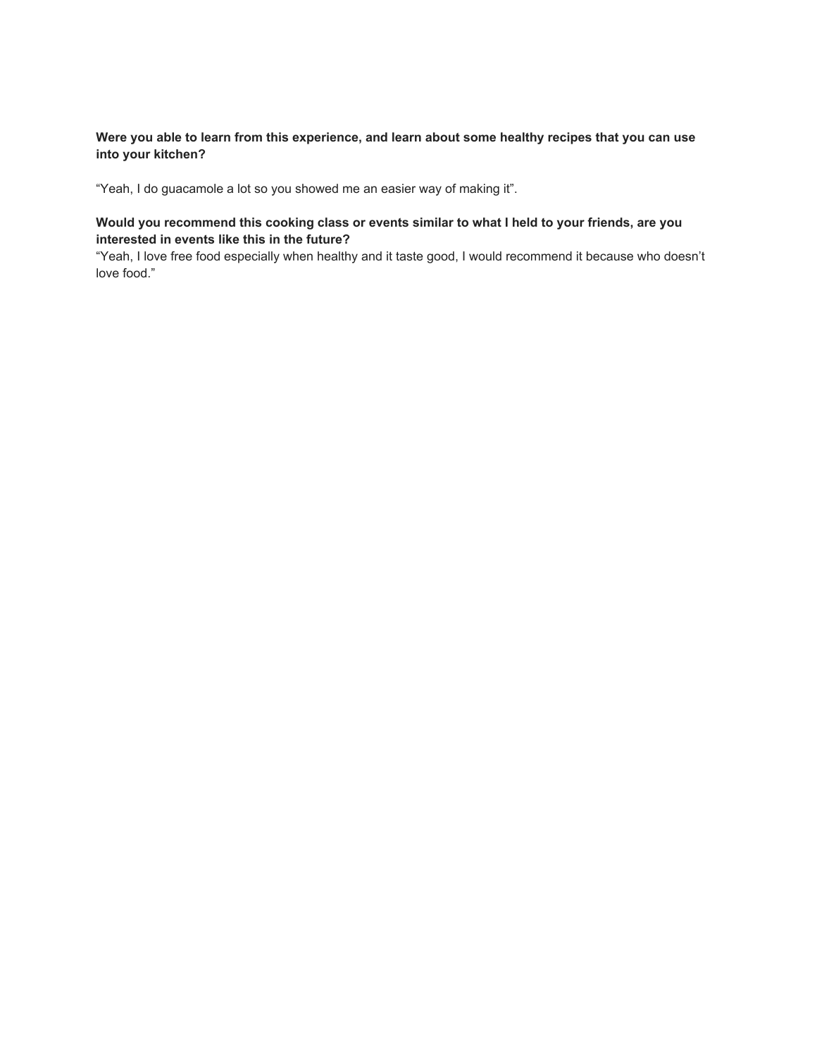**Were you able to learn from this experience, and learn about some healthy recipes that you can use into your kitchen?**

“Yeah, I do guacamole a lot so you showed me an easier way of making it”.

**Would you recommend this cooking class or events similar to what I held to your friends, are you interested in events like this in the future?**
“Yeah, I love free food especially when healthy and it taste good, I would recommend it because who doesn’t love food.”